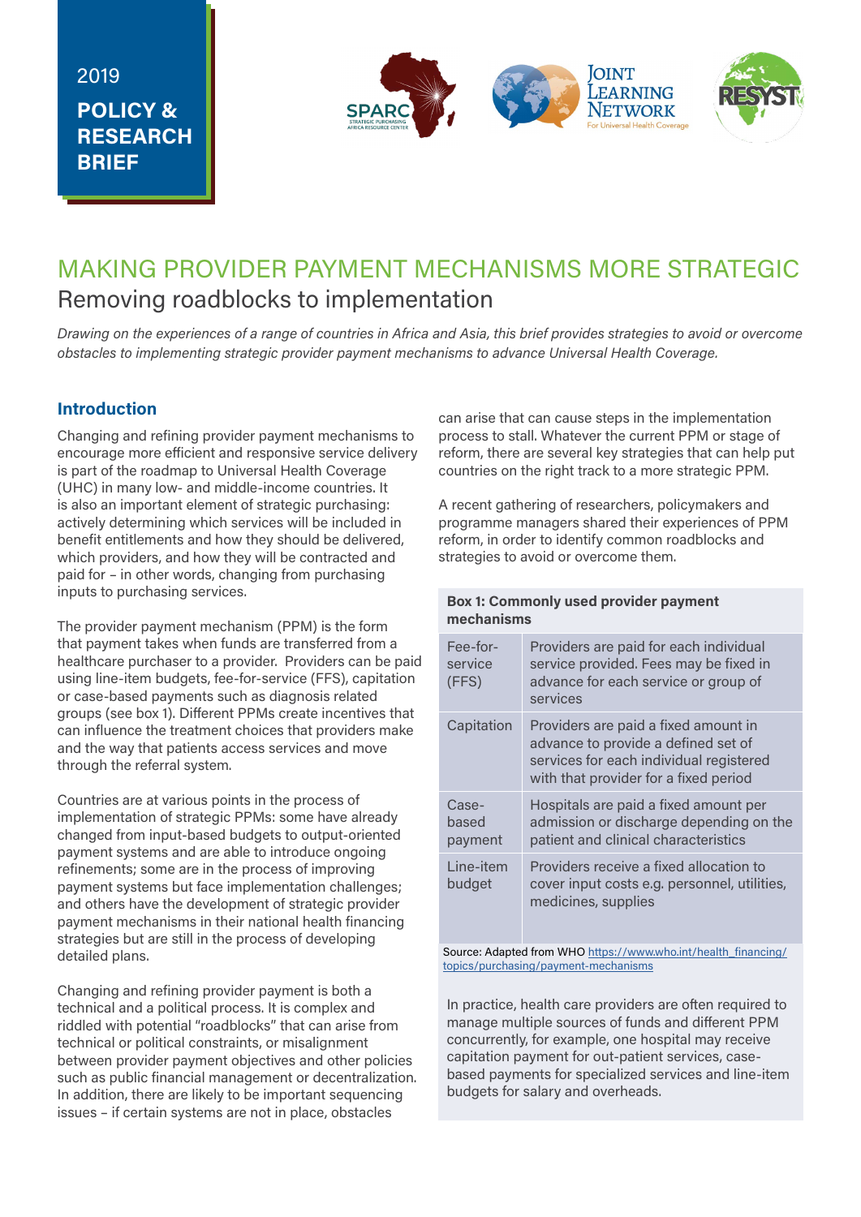2019

**POLICY & RESEARCH BRIEF**

SPARC STRATEGIC PURCHASING AFRICA RESOURCE CENTER

JOINT LEARNING NETWORK For Universal Health Coverage

RESYST

# MAKING PROVIDER PAYMENT MECHANISMS MORE STRATEGIC

## Removing roadblocks to implementation

*Drawing on the experiences of a range of countries in Africa and Asia, this brief provides strategies to avoid or overcome obstacles to implementing strategic provider payment mechanisms to advance Universal Health Coverage.*

### Introduction

Changing and refining provider payment mechanisms to encourage more efficient and responsive service delivery is part of the roadmap to Universal Health Coverage (UHC) in many low- and middle-income countries. It is also an important element of strategic purchasing: actively determining which services will be included in benefit entitlements and how they should be delivered, which providers, and how they will be contracted and paid for – in other words, changing from purchasing inputs to purchasing services.

The provider payment mechanism (PPM) is the form that payment takes when funds are transferred from a healthcare purchaser to a provider. Providers can be paid using line-item budgets, fee-for-service (FFS), capitation or case-based payments such as diagnosis related groups (see box 1). Different PPMs create incentives that can influence the treatment choices that providers make and the way that patients access services and move through the referral system.

Countries are at various points in the process of implementation of strategic PPMs: some have already changed from input-based budgets to output-oriented payment systems and are able to introduce ongoing refinements; some are in the process of improving payment systems but face implementation challenges; and others have the development of strategic provider payment mechanisms in their national health financing strategies but are still in the process of developing detailed plans.

Changing and refining provider payment is both a technical and a political process. It is complex and riddled with potential "roadblocks" that can arise from technical or political constraints, or misalignment between provider payment objectives and other policies such as public financial management or decentralization. In addition, there are likely to be important sequencing issues – if certain systems are not in place, obstacles can arise that can cause steps in the implementation process to stall. Whatever the current PPM or stage of reform, there are several key strategies that can help put countries on the right track to a more strategic PPM.

A recent gathering of researchers, policymakers and programme managers shared their experiences of PPM reform, in order to identify common roadblocks and strategies to avoid or overcome them.

**Box 1: Commonly used provider payment mechanisms**

| | |
|---|---|
| Fee-for-service (FFS) | Providers are paid for each individual service provided. Fees may be fixed in advance for each service or group of services |
| Capitation | Providers are paid a fixed amount in advance to provide a defined set of services for each individual registered with that provider for a fixed period |
| Case-based payment | Hospitals are paid a fixed amount per admission or discharge depending on the patient and clinical characteristics |
| Line-item budget | Providers receive a fixed allocation to cover input costs e.g. personnel, utilities, medicines, supplies |

Source: Adapted from WHO https://www.who.int/health_financing/topics/purchasing/payment-mechanisms

In practice, health care providers are often required to manage multiple sources of funds and different PPM concurrently, for example, one hospital may receive capitation payment for out-patient services, case-based payments for specialized services and line-item budgets for salary and overheads.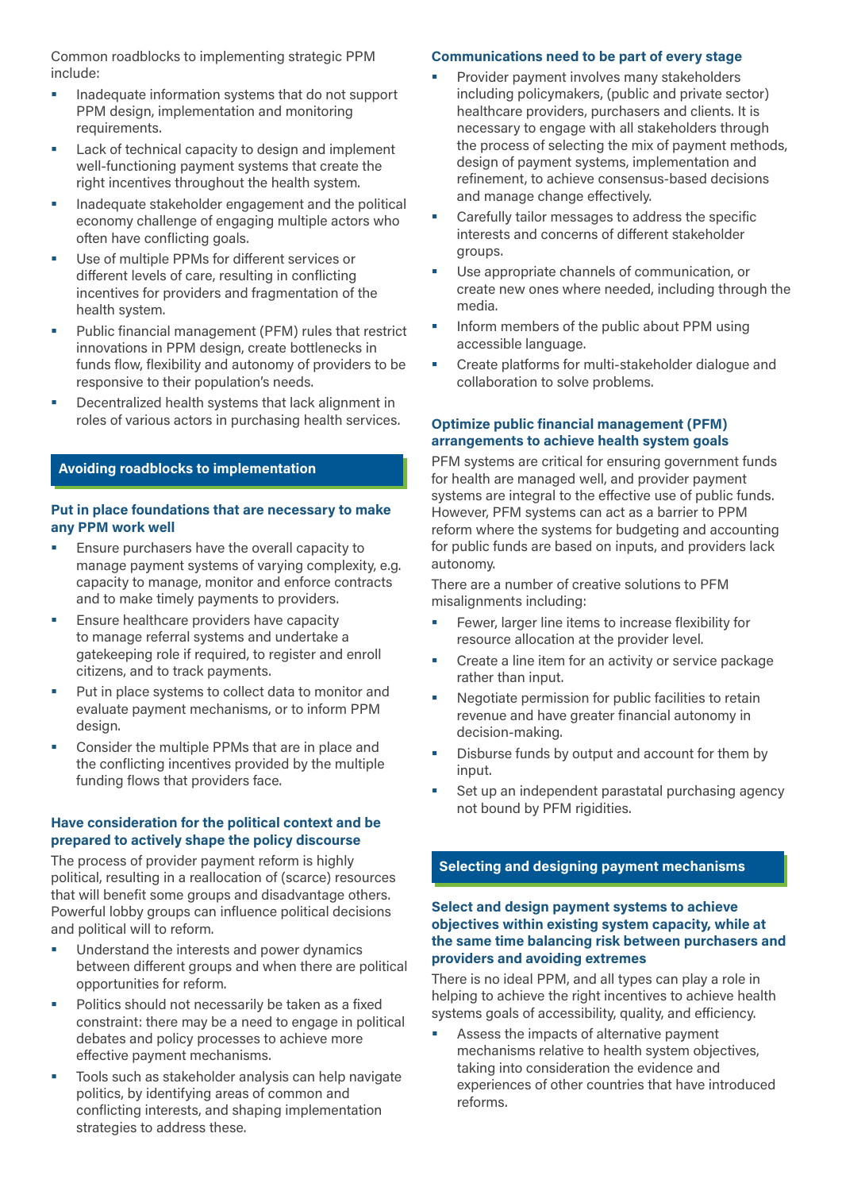Common roadblocks to implementing strategic PPM include:

- Inadequate information systems that do not support PPM design, implementation and monitoring requirements.
- Lack of technical capacity to design and implement well-functioning payment systems that create the right incentives throughout the health system.
- Inadequate stakeholder engagement and the political economy challenge of engaging multiple actors who often have conflicting goals.
- Use of multiple PPMs for different services or different levels of care, resulting in conflicting incentives for providers and fragmentation of the health system.
- Public financial management (PFM) rules that restrict innovations in PPM design, create bottlenecks in funds flow, flexibility and autonomy of providers to be responsive to their population's needs.
- Decentralized health systems that lack alignment in roles of various actors in purchasing health services.

## Avoiding roadblocks to implementation

### Put in place foundations that are necessary to make any PPM work well

- Ensure purchasers have the overall capacity to manage payment systems of varying complexity, e.g. capacity to manage, monitor and enforce contracts and to make timely payments to providers.
- Ensure healthcare providers have capacity to manage referral systems and undertake a gatekeeping role if required, to register and enroll citizens, and to track payments.
- Put in place systems to collect data to monitor and evaluate payment mechanisms, or to inform PPM design.
- Consider the multiple PPMs that are in place and the conflicting incentives provided by the multiple funding flows that providers face.

### Have consideration for the political context and be prepared to actively shape the policy discourse

The process of provider payment reform is highly political, resulting in a reallocation of (scarce) resources that will benefit some groups and disadvantage others. Powerful lobby groups can influence political decisions and political will to reform.

- Understand the interests and power dynamics between different groups and when there are political opportunities for reform.
- Politics should not necessarily be taken as a fixed constraint: there may be a need to engage in political debates and policy processes to achieve more effective payment mechanisms.
- Tools such as stakeholder analysis can help navigate politics, by identifying areas of common and conflicting interests, and shaping implementation strategies to address these.

### Communications need to be part of every stage

- Provider payment involves many stakeholders including policymakers, (public and private sector) healthcare providers, purchasers and clients. It is necessary to engage with all stakeholders through the process of selecting the mix of payment methods, design of payment systems, implementation and refinement, to achieve consensus-based decisions and manage change effectively.
- Carefully tailor messages to address the specific interests and concerns of different stakeholder groups.
- Use appropriate channels of communication, or create new ones where needed, including through the media.
- Inform members of the public about PPM using accessible language.
- Create platforms for multi-stakeholder dialogue and collaboration to solve problems.

### Optimize public financial management (PFM) arrangements to achieve health system goals

PFM systems are critical for ensuring government funds for health are managed well, and provider payment systems are integral to the effective use of public funds. However, PFM systems can act as a barrier to PPM reform where the systems for budgeting and accounting for public funds are based on inputs, and providers lack autonomy.

There are a number of creative solutions to PFM misalignments including:

- Fewer, larger line items to increase flexibility for resource allocation at the provider level.
- Create a line item for an activity or service package rather than input.
- Negotiate permission for public facilities to retain revenue and have greater financial autonomy in decision-making.
- Disburse funds by output and account for them by input.
- Set up an independent parastatal purchasing agency not bound by PFM rigidities.

## Selecting and designing payment mechanisms

### Select and design payment systems to achieve objectives within existing system capacity, while at the same time balancing risk between purchasers and providers and avoiding extremes

There is no ideal PPM, and all types can play a role in helping to achieve the right incentives to achieve health systems goals of accessibility, quality, and efficiency.

- Assess the impacts of alternative payment mechanisms relative to health system objectives, taking into consideration the evidence and experiences of other countries that have introduced reforms.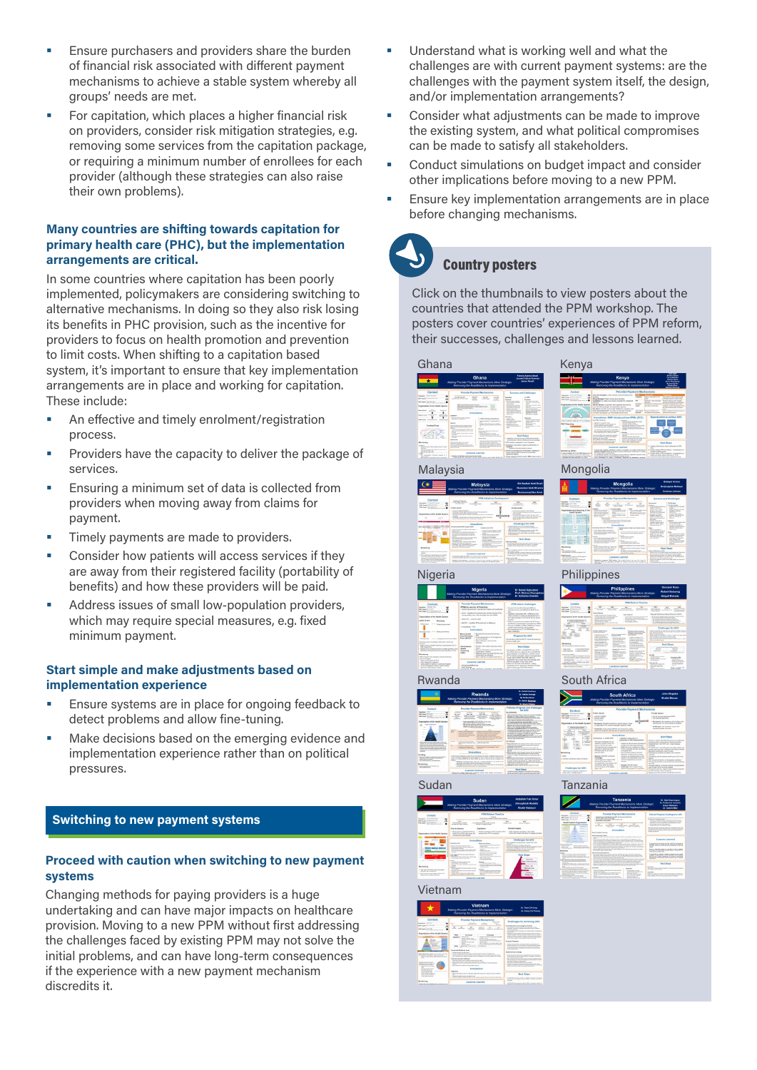- Ensure purchasers and providers share the burden of financial risk associated with different payment mechanisms to achieve a stable system whereby all groups' needs are met.
- For capitation, which places a higher financial risk on providers, consider risk mitigation strategies, e.g. removing some services from the capitation package, or requiring a minimum number of enrollees for each provider (although these strategies can also raise their own problems).

### Many countries are shifting towards capitation for primary health care (PHC), but the implementation arrangements are critical.

In some countries where capitation has been poorly implemented, policymakers are considering switching to alternative mechanisms. In doing so they also risk losing its benefits in PHC provision, such as the incentive for providers to focus on health promotion and prevention to limit costs. When shifting to a capitation based system, it's important to ensure that key implementation arrangements are in place and working for capitation. These include:

- An effective and timely enrolment/registration process.
- Providers have the capacity to deliver the package of services.
- Ensuring a minimum set of data is collected from providers when moving away from claims for payment.
- Timely payments are made to providers.
- Consider how patients will access services if they are away from their registered facility (portability of benefits) and how these providers will be paid.
- Address issues of small low-population providers, which may require special measures, e.g. fixed minimum payment.

### Start simple and make adjustments based on implementation experience

- Ensure systems are in place for ongoing feedback to detect problems and allow fine-tuning.
- Make decisions based on the emerging evidence and implementation experience rather than on political pressures.

## Switching to new payment systems

### Proceed with caution when switching to new payment systems

Changing methods for paying providers is a huge undertaking and can have major impacts on healthcare provision. Moving to a new PPM without first addressing the challenges faced by existing PPM may not solve the initial problems, and can have long-term consequences if the experience with a new payment mechanism discredits it.

- Understand what is working well and what the challenges are with current payment systems: are the challenges with the payment system itself, the design, and/or implementation arrangements?
- Consider what adjustments can be made to improve the existing system, and what political compromises can be made to satisfy all stakeholders.
- Conduct simulations on budget impact and consider other implications before moving to a new PPM.
- Ensure key implementation arrangements are in place before changing mechanisms.

## Country posters

Click on the thumbnails to view posters about the countries that attended the PPM workshop. The posters cover countries' experiences of PPM reform, their successes, challenges and lessons learned.

Ghana

Kenya

Malaysia

Mongolia

Nigeria

Philippines

Rwanda

South Africa

Sudan

Tanzania

Vietnam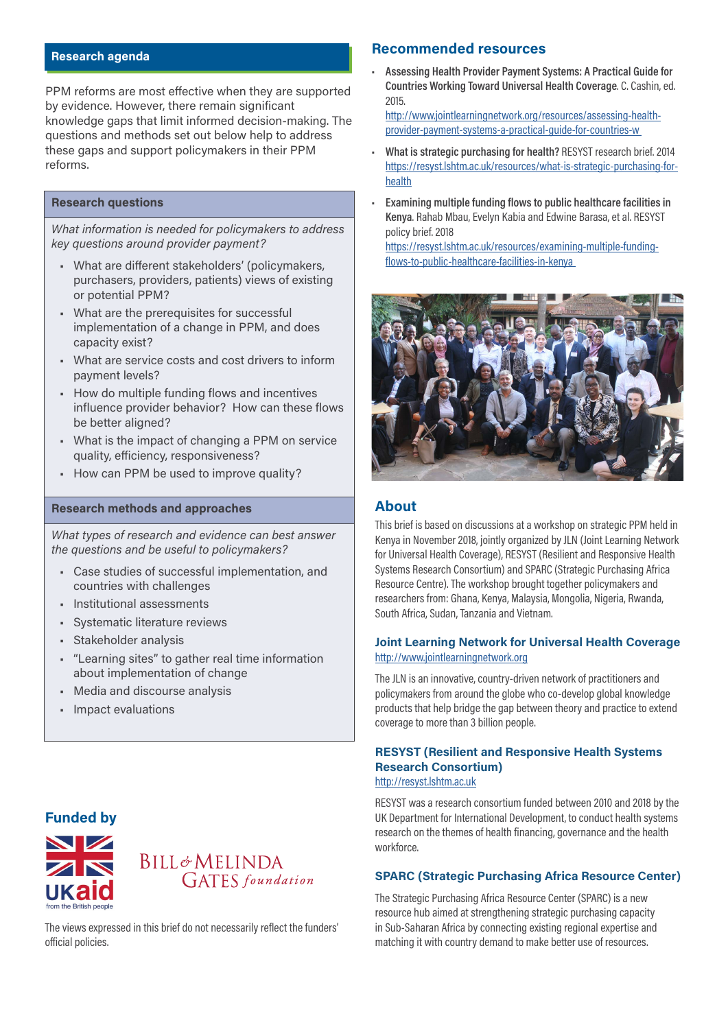## Research agenda

PPM reforms are most effective when they are supported by evidence. However, there remain significant knowledge gaps that limit informed decision-making. The questions and methods set out below help to address these gaps and support policymakers in their PPM reforms.

### Research questions

*What information is needed for policymakers to address key questions around provider payment?*

- What are different stakeholders' (policymakers, purchasers, providers, patients) views of existing or potential PPM?
- What are the prerequisites for successful implementation of a change in PPM, and does capacity exist?
- What are service costs and cost drivers to inform payment levels?
- How do multiple funding flows and incentives influence provider behavior? How can these flows be better aligned?
- What is the impact of changing a PPM on service quality, efficiency, responsiveness?
- How can PPM be used to improve quality?

### Research methods and approaches

*What types of research and evidence can best answer the questions and be useful to policymakers?*

- Case studies of successful implementation, and countries with challenges
- Institutional assessments
- Systematic literature reviews
- Stakeholder analysis
- "Learning sites" to gather real time information about implementation of change
- Media and discourse analysis
- Impact evaluations

## Funded by

UKaid from the British people

Bill & Melinda Gates foundation

The views expressed in this brief do not necessarily reflect the funders' official policies.

## Recommended resources

- **Assessing Health Provider Payment Systems: A Practical Guide for Countries Working Toward Universal Health Coverage**. C. Cashin, ed. 2015. http://www.jointlearningnetwork.org/resources/assessing-health-provider-payment-systems-a-practical-guide-for-countries-w
- **What is strategic purchasing for health?** RESYST research brief. 2014 https://resyst.lshtm.ac.uk/resources/what-is-strategic-purchasing-for-health
- **Examining multiple funding flows to public healthcare facilities in Kenya**. Rahab Mbau, Evelyn Kabia and Edwine Barasa, et al. RESYST policy brief. 2018 https://resyst.lshtm.ac.uk/resources/examining-multiple-funding-flows-to-public-healthcare-facilities-in-kenya

## About

This brief is based on discussions at a workshop on strategic PPM held in Kenya in November 2018, jointly organized by JLN (Joint Learning Network for Universal Health Coverage), RESYST (Resilient and Responsive Health Systems Research Consortium) and SPARC (Strategic Purchasing Africa Resource Centre). The workshop brought together policymakers and researchers from: Ghana, Kenya, Malaysia, Mongolia, Nigeria, Rwanda, South Africa, Sudan, Tanzania and Vietnam.

### Joint Learning Network for Universal Health Coverage

http://www.jointlearningnetwork.org

The JLN is an innovative, country-driven network of practitioners and policymakers from around the globe who co-develop global knowledge products that help bridge the gap between theory and practice to extend coverage to more than 3 billion people.

### RESYST (Resilient and Responsive Health Systems Research Consortium)

http://resyst.lshtm.ac.uk

RESYST was a research consortium funded between 2010 and 2018 by the UK Department for International Development, to conduct health systems research on the themes of health financing, governance and the health workforce.

### SPARC (Strategic Purchasing Africa Resource Center)

The Strategic Purchasing Africa Resource Center (SPARC) is a new resource hub aimed at strengthening strategic purchasing capacity in Sub-Saharan Africa by connecting existing regional expertise and matching it with country demand to make better use of resources.